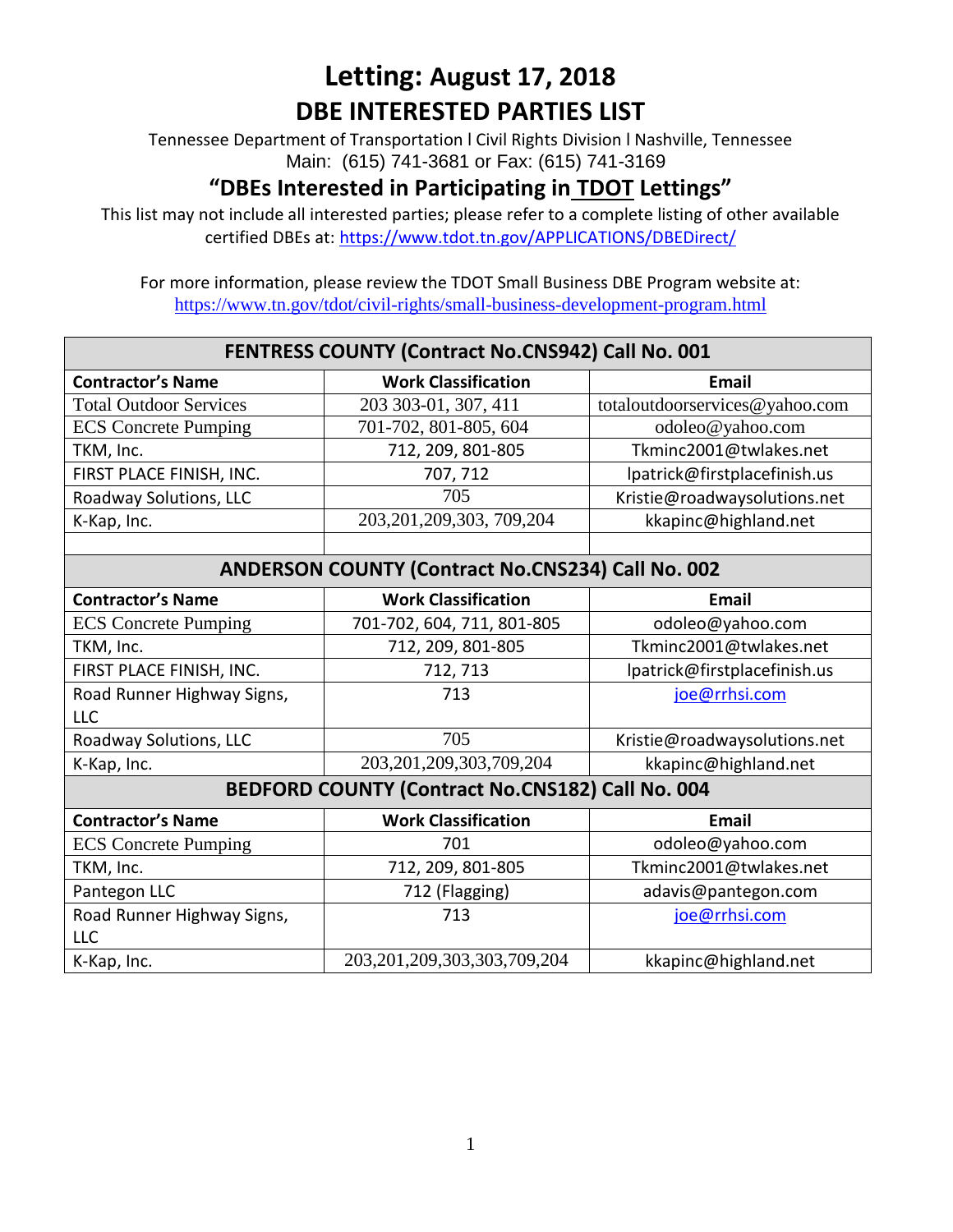# Letting: August 17, 2018

## DBE INTERESTED PARTIES LIST

Tennessee Department of Transportation l Civil Rights Division l Nashville, Tennessee
Main: (615) 741-3681 or Fax: (615) 741-3169

## "DBEs Interested in Participating in TDOT Lettings"

This list may not include all interested parties; please refer to a complete listing of other available certified DBEs at: https://www.tdot.tn.gov/APPLICATIONS/DBEDirect/

For more information, please review the TDOT Small Business DBE Program website at: https://www.tn.gov/tdot/civil-rights/small-business-development-program.html

| FENTRESS COUNTY (Contract No.CNS942) Call No. 001 | | |
|---|---|---|
| **Contractor's Name** | **Work Classification** | **Email** |
| Total Outdoor Services | 203 303-01, 307, 411 | totaloutdoorservices@yahoo.com |
| ECS Concrete Pumping | 701-702, 801-805, 604 | odoleo@yahoo.com |
| TKM, Inc. | 712, 209, 801-805 | Tkminc2001@twlakes.net |
| FIRST PLACE FINISH, INC. | 707, 712 | lpatrick@firstplacefinish.us |
| Roadway Solutions, LLC | 705 | Kristie@roadwaysolutions.net |
| K-Kap, Inc. | 203,201,209,303, 709,204 | kkapinc@highland.net |
| | | |

| ANDERSON COUNTY (Contract No.CNS234) Call No. 002 | | |
|---|---|---|
| **Contractor's Name** | **Work Classification** | **Email** |
| ECS Concrete Pumping | 701-702, 604, 711, 801-805 | odoleo@yahoo.com |
| TKM, Inc. | 712, 209, 801-805 | Tkminc2001@twlakes.net |
| FIRST PLACE FINISH, INC. | 712, 713 | lpatrick@firstplacefinish.us |
| Road Runner Highway Signs, LLC | 713 | joe@rrhsi.com |
| Roadway Solutions, LLC | 705 | Kristie@roadwaysolutions.net |
| K-Kap, Inc. | 203,201,209,303,709,204 | kkapinc@highland.net |

| BEDFORD COUNTY (Contract No.CNS182) Call No. 004 | | |
|---|---|---|
| **Contractor's Name** | **Work Classification** | **Email** |
| ECS Concrete Pumping | 701 | odoleo@yahoo.com |
| TKM, Inc. | 712, 209, 801-805 | Tkminc2001@twlakes.net |
| Pantegon LLC | 712 (Flagging) | adavis@pantegon.com |
| Road Runner Highway Signs, LLC | 713 | joe@rrhsi.com |
| K-Kap, Inc. | 203,201,209,303,303,709,204 | kkapinc@highland.net |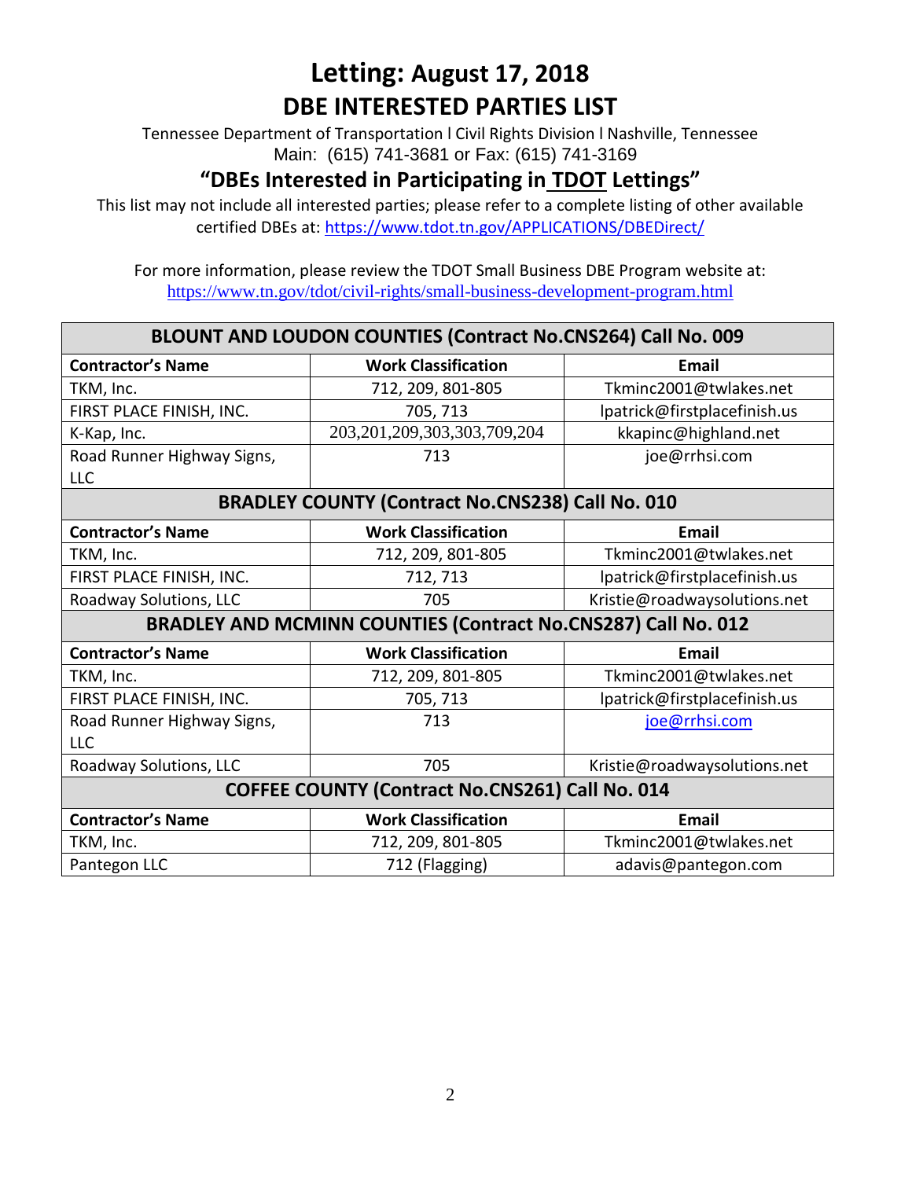# Letting: August 17, 2018

## DBE INTERESTED PARTIES LIST

Tennessee Department of Transportation l Civil Rights Division l Nashville, Tennessee
Main: (615) 741-3681 or Fax: (615) 741-3169

### "DBEs Interested in Participating in TDOT Lettings"

This list may not include all interested parties; please refer to a complete listing of other available certified DBEs at: https://www.tdot.tn.gov/APPLICATIONS/DBEDirect/

For more information, please review the TDOT Small Business DBE Program website at:
https://www.tn.gov/tdot/civil-rights/small-business-development-program.html

| BLOUNT AND LOUDON COUNTIES (Contract No.CNS264) Call No. 009 | | |
|---|---|---|
| **Contractor's Name** | **Work Classification** | **Email** |
| TKM, Inc. | 712, 209, 801-805 | Tkminc2001@twlakes.net |
| FIRST PLACE FINISH, INC. | 705, 713 | lpatrick@firstplacefinish.us |
| K-Kap, Inc. | 203,201,209,303,303,709,204 | kkapinc@highland.net |
| Road Runner Highway Signs, LLC | 713 | joe@rrhsi.com |
| **BRADLEY COUNTY (Contract No.CNS238) Call No. 010** | | |
| **Contractor's Name** | **Work Classification** | **Email** |
| TKM, Inc. | 712, 209, 801-805 | Tkminc2001@twlakes.net |
| FIRST PLACE FINISH, INC. | 712, 713 | lpatrick@firstplacefinish.us |
| Roadway Solutions, LLC | 705 | Kristie@roadwaysolutions.net |
| **BRADLEY AND MCMINN COUNTIES (Contract No.CNS287) Call No. 012** | | |
| **Contractor's Name** | **Work Classification** | **Email** |
| TKM, Inc. | 712, 209, 801-805 | Tkminc2001@twlakes.net |
| FIRST PLACE FINISH, INC. | 705, 713 | lpatrick@firstplacefinish.us |
| Road Runner Highway Signs, LLC | 713 | joe@rrhsi.com |
| Roadway Solutions, LLC | 705 | Kristie@roadwaysolutions.net |
| **COFFEE COUNTY (Contract No.CNS261) Call No. 014** | | |
| **Contractor's Name** | **Work Classification** | **Email** |
| TKM, Inc. | 712, 209, 801-805 | Tkminc2001@twlakes.net |
| Pantegon LLC | 712 (Flagging) | adavis@pantegon.com |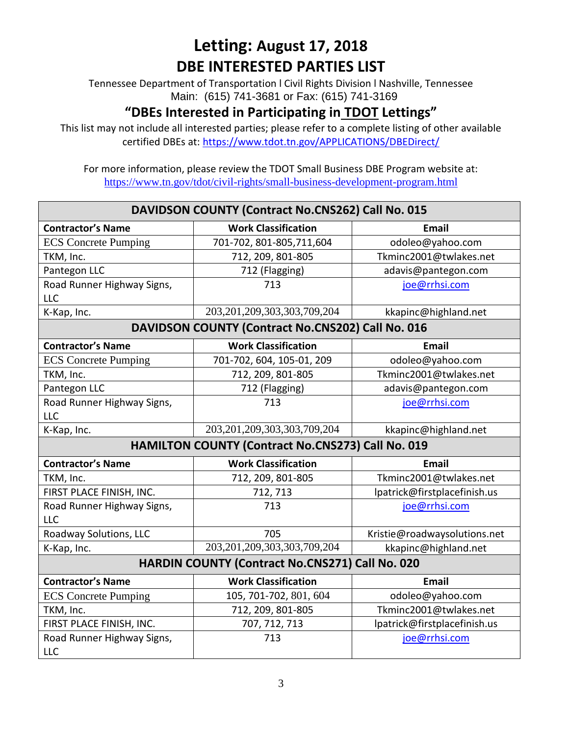# Letting: August 17, 2018

## DBE INTERESTED PARTIES LIST

Tennessee Department of Transportation l Civil Rights Division l Nashville, Tennessee
Main: (615) 741-3681 or Fax: (615) 741-3169

## "DBEs Interested in Participating in TDOT Lettings"

This list may not include all interested parties; please refer to a complete listing of other available certified DBEs at: https://www.tdot.tn.gov/APPLICATIONS/DBEDirect/

For more information, please review the TDOT Small Business DBE Program website at:
https://www.tn.gov/tdot/civil-rights/small-business-development-program.html

| DAVIDSON COUNTY (Contract No.CNS262) Call No. 015 | | |
|---|---|---|
| **Contractor's Name** | **Work Classification** | **Email** |
| ECS Concrete Pumping | 701-702, 801-805,711,604 | odoleo@yahoo.com |
| TKM, Inc. | 712, 209, 801-805 | Tkminc2001@twlakes.net |
| Pantegon LLC | 712 (Flagging) | adavis@pantegon.com |
| Road Runner Highway Signs, LLC | 713 | joe@rrhsi.com |
| K-Kap, Inc. | 203,201,209,303,303,709,204 | kkapinc@highland.net |

| DAVIDSON COUNTY (Contract No.CNS202) Call No. 016 | | |
|---|---|---|
| **Contractor's Name** | **Work Classification** | **Email** |
| ECS Concrete Pumping | 701-702, 604, 105-01, 209 | odoleo@yahoo.com |
| TKM, Inc. | 712, 209, 801-805 | Tkminc2001@twlakes.net |
| Pantegon LLC | 712 (Flagging) | adavis@pantegon.com |
| Road Runner Highway Signs, LLC | 713 | joe@rrhsi.com |
| K-Kap, Inc. | 203,201,209,303,303,709,204 | kkapinc@highland.net |

| HAMILTON COUNTY (Contract No.CNS273) Call No. 019 | | |
|---|---|---|
| **Contractor's Name** | **Work Classification** | **Email** |
| TKM, Inc. | 712, 209, 801-805 | Tkminc2001@twlakes.net |
| FIRST PLACE FINISH, INC. | 712, 713 | lpatrick@firstplacefinish.us |
| Road Runner Highway Signs, LLC | 713 | joe@rrhsi.com |
| Roadway Solutions, LLC | 705 | Kristie@roadwaysolutions.net |
| K-Kap, Inc. | 203,201,209,303,303,709,204 | kkapinc@highland.net |

| HARDIN COUNTY (Contract No.CNS271) Call No. 020 | | |
|---|---|---|
| **Contractor's Name** | **Work Classification** | **Email** |
| ECS Concrete Pumping | 105, 701-702, 801, 604 | odoleo@yahoo.com |
| TKM, Inc. | 712, 209, 801-805 | Tkminc2001@twlakes.net |
| FIRST PLACE FINISH, INC. | 707, 712, 713 | lpatrick@firstplacefinish.us |
| Road Runner Highway Signs, LLC | 713 | joe@rrhsi.com |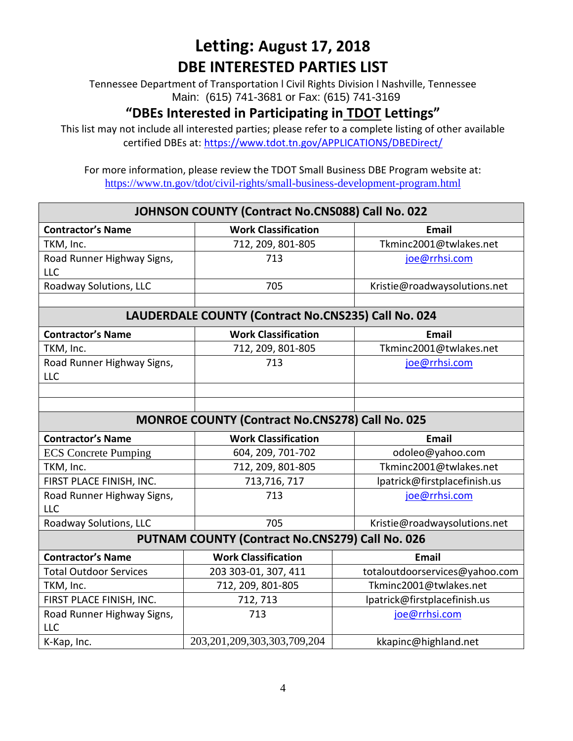# Letting: August 17, 2018

## DBE INTERESTED PARTIES LIST

Tennessee Department of Transportation l Civil Rights Division l Nashville, Tennessee
Main: (615) 741-3681 or Fax: (615) 741-3169

### "DBEs Interested in Participating in TDOT Lettings"

This list may not include all interested parties; please refer to a complete listing of other available certified DBEs at: https://www.tdot.tn.gov/APPLICATIONS/DBEDirect/

For more information, please review the TDOT Small Business DBE Program website at:
https://www.tn.gov/tdot/civil-rights/small-business-development-program.html

| JOHNSON COUNTY (Contract No.CNS088) Call No. 022 | | |
|---|---|---|
| **Contractor's Name** | **Work Classification** | **Email** |
| TKM, Inc. | 712, 209, 801-805 | Tkminc2001@twlakes.net |
| Road Runner Highway Signs, LLC | 713 | joe@rrhsi.com |
| Roadway Solutions, LLC | 705 | Kristie@roadwaysolutions.net |
| | | |

| LAUDERDALE COUNTY (Contract No.CNS235) Call No. 024 | | |
|---|---|---|
| **Contractor's Name** | **Work Classification** | **Email** |
| TKM, Inc. | 712, 209, 801-805 | Tkminc2001@twlakes.net |
| Road Runner Highway Signs, LLC | 713 | joe@rrhsi.com |
| | | |
| | | |

| MONROE COUNTY (Contract No.CNS278) Call No. 025 | | |
|---|---|---|
| **Contractor's Name** | **Work Classification** | **Email** |
| ECS Concrete Pumping | 604, 209, 701-702 | odoleo@yahoo.com |
| TKM, Inc. | 712, 209, 801-805 | Tkminc2001@twlakes.net |
| FIRST PLACE FINISH, INC. | 713,716, 717 | lpatrick@firstplacefinish.us |
| Road Runner Highway Signs, LLC | 713 | joe@rrhsi.com |
| Roadway Solutions, LLC | 705 | Kristie@roadwaysolutions.net |

| PUTNAM COUNTY (Contract No.CNS279) Call No. 026 | | |
|---|---|---|
| **Contractor's Name** | **Work Classification** | **Email** |
| Total Outdoor Services | 203 303-01, 307, 411 | totaloutdoorservices@yahoo.com |
| TKM, Inc. | 712, 209, 801-805 | Tkminc2001@twlakes.net |
| FIRST PLACE FINISH, INC. | 712, 713 | lpatrick@firstplacefinish.us |
| Road Runner Highway Signs, LLC | 713 | joe@rrhsi.com |
| K-Kap, Inc. | 203,201,209,303,303,709,204 | kkapinc@highland.net |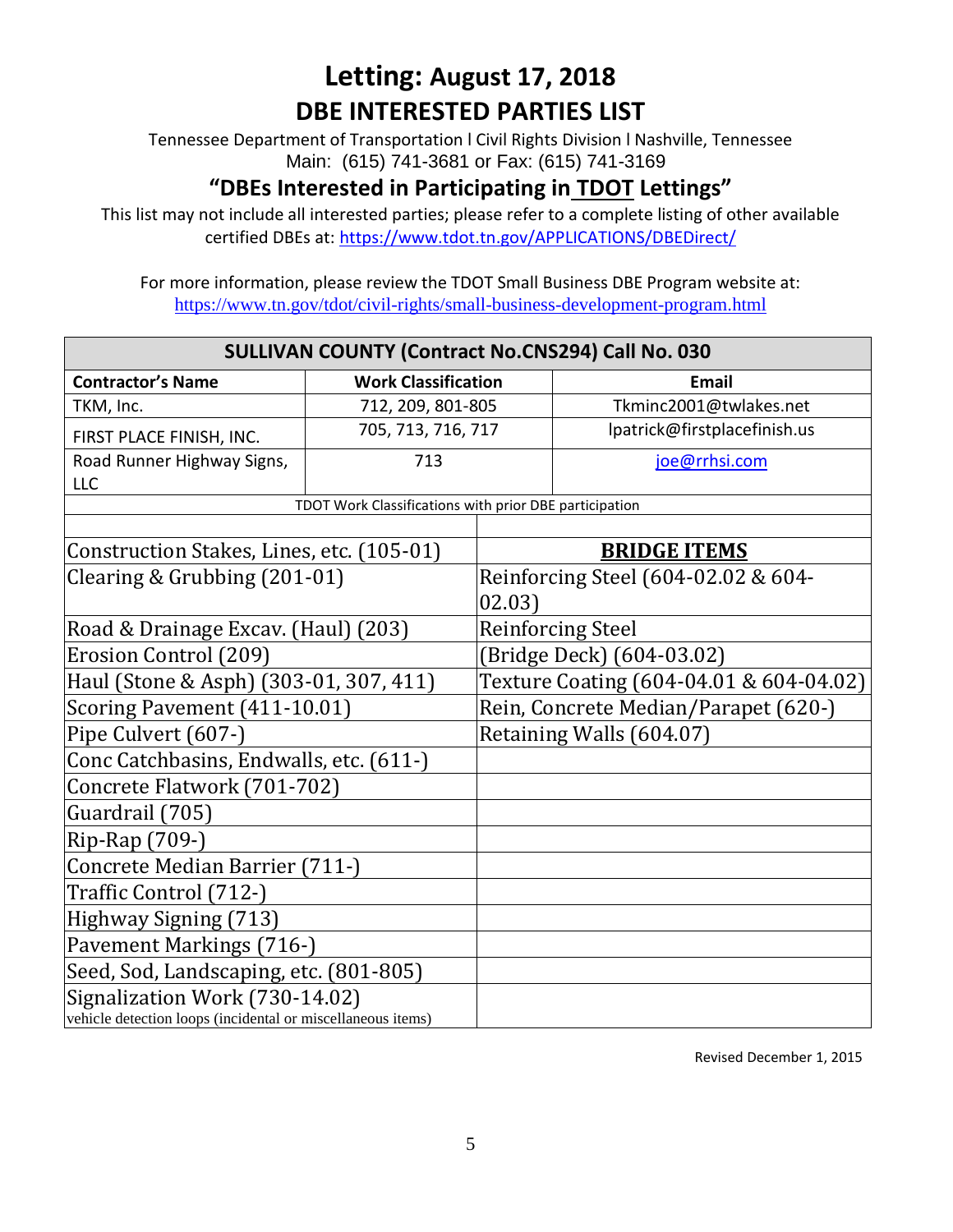# Letting: August 17, 2018

## DBE INTERESTED PARTIES LIST

Tennessee Department of Transportation l Civil Rights Division l Nashville, Tennessee
Main: (615) 741-3681 or Fax: (615) 741-3169

## "DBEs Interested in Participating in TDOT Lettings"

This list may not include all interested parties; please refer to a complete listing of other available certified DBEs at: https://www.tdot.tn.gov/APPLICATIONS/DBEDirect/

For more information, please review the TDOT Small Business DBE Program website at: https://www.tn.gov/tdot/civil-rights/small-business-development-program.html

| SULLIVAN COUNTY (Contract No.CNS294) Call No. 030 | | |
|---|---|---|
| **Contractor's Name** | **Work Classification** | **Email** |
| TKM, Inc. | 712, 209, 801-805 | Tkminc2001@twlakes.net |
| FIRST PLACE FINISH, INC. | 705, 713, 716, 717 | lpatrick@firstplacefinish.us |
| Road Runner Highway Signs, LLC | 713 | joe@rrhsi.com |

TDOT Work Classifications with prior DBE participation

| | |
|---|---|
| Construction Stakes, Lines, etc. (105-01) | **BRIDGE ITEMS** |
| Clearing & Grubbing (201-01) | Reinforcing Steel (604-02.02 & 604-02.03) |
| Road & Drainage Excav. (Haul) (203) | Reinforcing Steel |
| Erosion Control (209) | (Bridge Deck) (604-03.02) |
| Haul (Stone & Asph) (303-01, 307, 411) | Texture Coating (604-04.01 & 604-04.02) |
| Scoring Pavement (411-10.01) | Rein, Concrete Median/Parapet (620-) |
| Pipe Culvert (607-) | Retaining Walls (604.07) |
| Conc Catchbasins, Endwalls, etc. (611-) | |
| Concrete Flatwork (701-702) | |
| Guardrail (705) | |
| Rip-Rap (709-) | |
| Concrete Median Barrier (711-) | |
| Traffic Control (712-) | |
| Highway Signing (713) | |
| Pavement Markings (716-) | |
| Seed, Sod, Landscaping, etc. (801-805) | |
| Signalization Work (730-14.02) vehicle detection loops (incidental or miscellaneous items) | |

Revised December 1, 2015